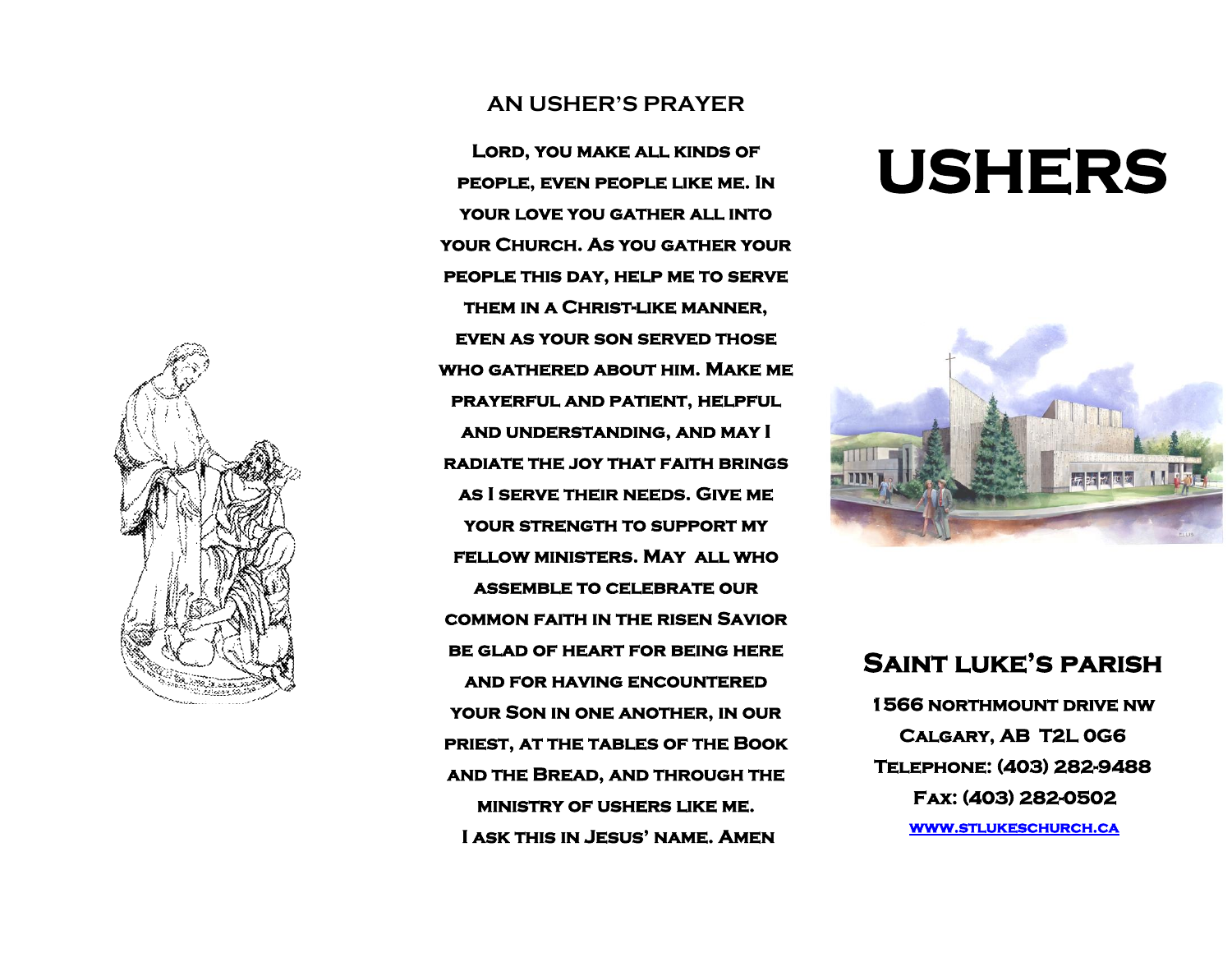## AN USHER'S PRAYER

**Lord, you make all kinds of people, even people like me. In your love you gather all into your Church. As you gather your people this day, help me to serve them in a Christ-like manner, even as your Son served those who gathered about him. Make me prayerful and patient, helpful and understanding, and may I radiate the joy that faith brings as I serve their needs. Give me your strength to support my fellow ministers. May all who assemble to celebrate our common faith in the risen Savior be glad of heart for being here and for having encountered your Son in one another, in our priest, at the tables of the Book and the Bread, and through the ministry of ushers like me.**

**I ask this in Jesus' name. Amen**

# USHERS

## Saint Luke's Parish

**1566 Northmount Drive NW**
**Calgary, AB T2L 0G6**
**Telephone: (403) 282-9488**
**Fax: (403) 282-0502**
**www.stlukeschurch.ca**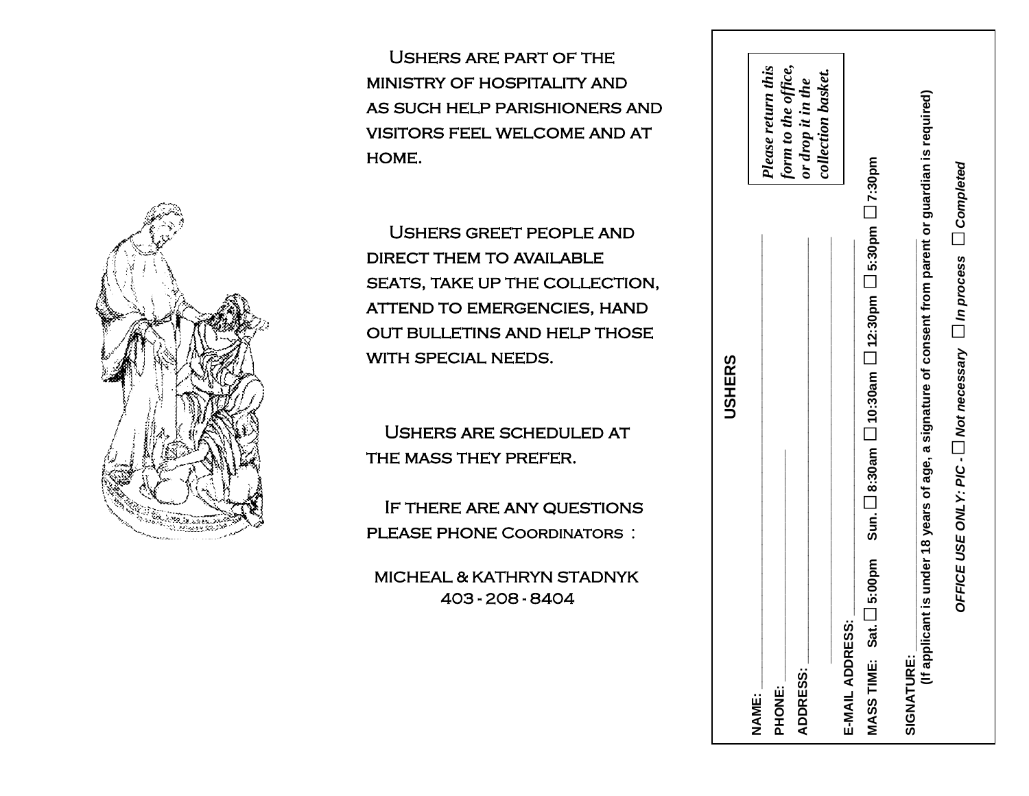Ushers are part of the ministry of hospitality and as such help parishioners and visitors feel welcome and at home.

Ushers greet people and direct them to available seats, take up the collection, attend to emergencies, hand out bulletins and help those with special needs.

Ushers are scheduled at the mass they prefer.

If there are any questions please phone Coordinators :

MICHEAL & KATHRYN STADNYK
403 - 208 - 8404

## USHERS

*Please return this form to the office, or drop it in the collection basket.*

**NAME:** \_\_\_\_\_\_\_\_\_\_\_\_\_\_\_\_\_\_\_\_\_\_\_\_\_\_\_\_\_\_\_\_\_\_\_\_\_\_\_\_

**PHONE:** \_\_\_\_\_\_\_\_\_\_\_\_\_\_\_\_\_\_\_\_\_\_\_\_\_\_\_\_

**ADDRESS:** \_\_\_\_\_\_\_\_\_\_\_\_\_\_\_\_\_\_\_\_\_\_\_\_\_\_\_\_\_\_\_\_\_\_\_\_\_\_\_\_

\_\_\_\_\_\_\_\_\_\_\_\_\_\_\_\_\_\_\_\_\_\_\_\_\_\_\_\_\_\_\_\_\_\_\_\_\_\_\_\_

**E-MAIL ADDRESS:** \_\_\_\_\_\_\_\_\_\_\_\_\_\_\_\_\_\_\_\_\_\_\_\_\_\_\_\_\_\_\_\_\_\_\_\_\_\_\_\_

**MASS TIME:** Sat. ☐ 5:00pm  Sun. ☐ 8:30am ☐ 10:30am ☐ 12:30pm ☐ 5:30pm ☐ 7:30pm

**SIGNATURE:** \_\_\_\_\_\_\_\_\_\_\_\_\_\_\_\_\_\_\_\_\_\_\_\_\_\_\_\_\_\_\_\_\_\_\_\_\_\_\_\_
(If applicant is under 18 years of age, a signature of consent from parent or guardian is required)

***OFFICE USE ONLY: PIC -*** ☐ *Not necessary* ☐ *In process* ☐ *Completed*